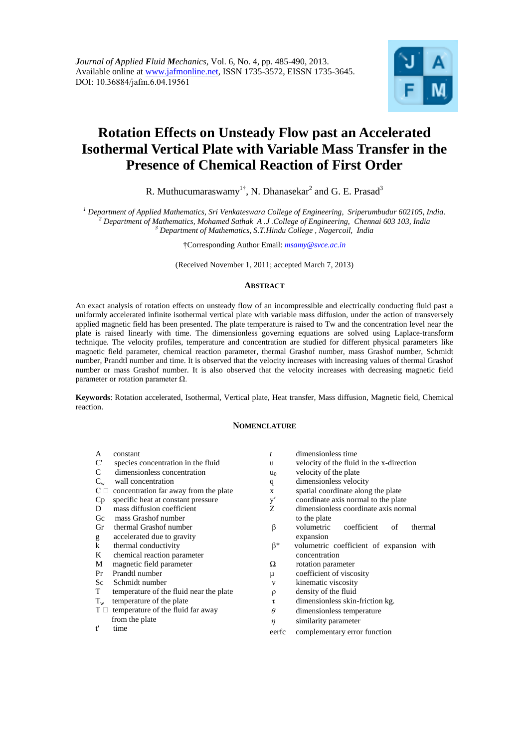*Journal of Applied Fluid Mechanics*, Vol. 6, No. 4, pp. 485-490, 2013.
Available online at www.jafmonline.net, ISSN 1735-3572, EISSN 1735-3645.
DOI: 10.36884/jafm.6.04.19561

# Rotation Effects on Unsteady Flow past an Accelerated Isothermal Vertical Plate with Variable Mass Transfer in the Presence of Chemical Reaction of First Order

R. Muthucumaraswamy[1†], N. Dhanasekar[2] and G. E. Prasad[3]

[1] *Department of Applied Mathematics, Sri Venkateswara College of Engineering, Sriperumbudur 602105, India.*
[2] *Department of Mathematics, Mohamed Sathak A .J .College of Engineering, Chennai 603 103, India*
[3] *Department of Mathematics, S.T.Hindu College , Nagercoil, India*

†Corresponding Author Email: *msamy@svce.ac.in*

(Received November 1, 2011; accepted March 7, 2013)

## Abstract

An exact analysis of rotation effects on unsteady flow of an incompressible and electrically conducting fluid past a uniformly accelerated infinite isothermal vertical plate with variable mass diffusion, under the action of transversely applied magnetic field has been presented. The plate temperature is raised to Tw and the concentration level near the plate is raised linearly with time. The dimensionless governing equations are solved using Laplace-transform technique. The velocity profiles, temperature and concentration are studied for different physical parameters like magnetic field parameter, chemical reaction parameter, thermal Grashof number, mass Grashof number, Schmidt number, Prandtl number and time. It is observed that the velocity increases with increasing values of thermal Grashof number or mass Grashof number. It is also observed that the velocity increases with decreasing magnetic field parameter or rotation parameter $\Omega$.

**Keywords**: Rotation accelerated, Isothermal, Vertical plate, Heat transfer, Mass diffusion, Magnetic field, Chemical reaction.

## Nomenclature

| | | | |
|---|---|---|---|
| A | constant | $t$ | dimensionless time |
| $C'$ | species concentration in the fluid | u | velocity of the fluid in the x-direction |
| C | dimensionless concentration | $u_0$ | velocity of the plate |
| $C_w$ | wall concentration | q | dimensionless velocity |
| $C_\infty$ | concentration far away from the plate | x | spatial coordinate along the plate |
| Cp | specific heat at constant pressure | $y'$ | coordinate axis normal to the plate |
| D | mass diffusion coefficient | Z | dimensionless coordinate axis normal to the plate |
| Gc | mass Grashof number | $\beta$ | volumetric coefficient of thermal expansion |
| Gr | thermal Grashof number | $\beta^*$ | volumetric coefficient of expansion with concentration |
| g | accelerated due to gravity | $\Omega$ | rotation parameter |
| k | thermal conductivity | $\mu$ | coefficient of viscosity |
| K | chemical reaction parameter | $\nu$ | kinematic viscosity |
| M | magnetic field parameter | $\rho$ | density of the fluid |
| Pr | Prandtl number | $\tau$ | dimensionless skin-friction kg. |
| Sc | Schmidt number | $\theta$ | dimensionless temperature |
| T | temperature of the fluid near the plate | $\eta$ | similarity parameter |
| $T_w$ | temperature of the plate | eerfc | complementary error function |
| $T_\infty$ | temperature of the fluid far away from the plate | | |
| $t'$ | time | | |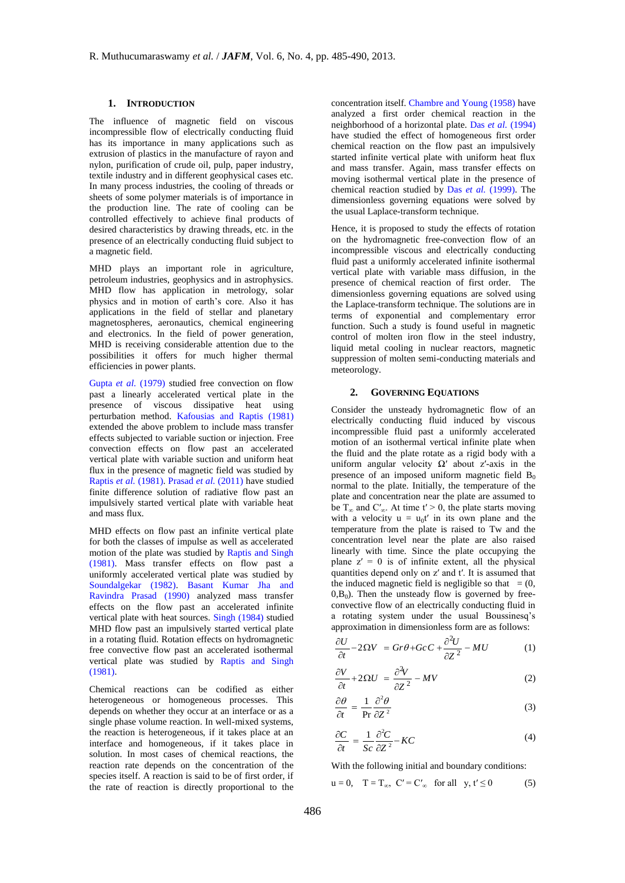## 1. INTRODUCTION

The influence of magnetic field on viscous incompressible flow of electrically conducting fluid has its importance in many applications such as extrusion of plastics in the manufacture of rayon and nylon, purification of crude oil, pulp, paper industry, textile industry and in different geophysical cases etc. In many process industries, the cooling of threads or sheets of some polymer materials is of importance in the production line. The rate of cooling can be controlled effectively to achieve final products of desired characteristics by drawing threads, etc. in the presence of an electrically conducting fluid subject to a magnetic field.

MHD plays an important role in agriculture, petroleum industries, geophysics and in astrophysics. MHD flow has application in metrology, solar physics and in motion of earth's core. Also it has applications in the field of stellar and planetary magnetospheres, aeronautics, chemical engineering and electronics. In the field of power generation, MHD is receiving considerable attention due to the possibilities it offers for much higher thermal efficiencies in power plants.

Gupta *et al.* (1979) studied free convection on flow past a linearly accelerated vertical plate in the presence of viscous dissipative heat using perturbation method. Kafousias and Raptis (1981) extended the above problem to include mass transfer effects subjected to variable suction or injection. Free convection effects on flow past an accelerated vertical plate with variable suction and uniform heat flux in the presence of magnetic field was studied by Raptis *et al.* (1981). Prasad *et al.* (2011) have studied finite difference solution of radiative flow past an impulsively started vertical plate with variable heat and mass flux.

MHD effects on flow past an infinite vertical plate for both the classes of impulse as well as accelerated motion of the plate was studied by Raptis and Singh (1981). Mass transfer effects on flow past a uniformly accelerated vertical plate was studied by Soundalgekar (1982). Basant Kumar Jha and Ravindra Prasad (1990) analyzed mass transfer effects on the flow past an accelerated infinite vertical plate with heat sources. Singh (1984) studied MHD flow past an impulsively started vertical plate in a rotating fluid. Rotation effects on hydromagnetic free convective flow past an accelerated isothermal vertical plate was studied by Raptis and Singh (1981).

Chemical reactions can be codified as either heterogeneous or homogeneous processes. This depends on whether they occur at an interface or as a single phase volume reaction. In well-mixed systems, the reaction is heterogeneous, if it takes place at an interface and homogeneous, if it takes place in solution. In most cases of chemical reactions, the reaction rate depends on the concentration of the species itself. A reaction is said to be of first order, if the rate of reaction is directly proportional to the concentration itself. Chambre and Young (1958) have analyzed a first order chemical reaction in the neighborhood of a horizontal plate. Das *et al.* (1994) have studied the effect of homogeneous first order chemical reaction on the flow past an impulsively started infinite vertical plate with uniform heat flux and mass transfer. Again, mass transfer effects on moving isothermal vertical plate in the presence of chemical reaction studied by Das *et al.* (1999). The dimensionless governing equations were solved by the usual Laplace-transform technique.

Hence, it is proposed to study the effects of rotation on the hydromagnetic free-convection flow of an incompressible viscous and electrically conducting fluid past a uniformly accelerated infinite isothermal vertical plate with variable mass diffusion, in the presence of chemical reaction of first order. The dimensionless governing equations are solved using the Laplace-transform technique. The solutions are in terms of exponential and complementary error function. Such a study is found useful in magnetic control of molten iron flow in the steel industry, liquid metal cooling in nuclear reactors, magnetic suppression of molten semi-conducting materials and meteorology.

## 2. GOVERNING EQUATIONS

Consider the unsteady hydromagnetic flow of an electrically conducting fluid induced by viscous incompressible fluid past a uniformly accelerated motion of an isothermal vertical infinite plate when the fluid and the plate rotate as a rigid body with a uniform angular velocity $\Omega'$ about $z'$-axis in the presence of an imposed uniform magnetic field $B_0$ normal to the plate. Initially, the temperature of the plate and concentration near the plate are assumed to be $T_\infty$ and $C'_\infty$. At time $t' > 0$, the plate starts moving with a velocity $u = u_0 t'$ in its own plane and the temperature from the plate is raised to Tw and the concentration level near the plate are also raised linearly with time. Since the plate occupying the plane $z' = 0$ is of infinite extent, all the physical quantities depend only on $z'$ and $t'$. It is assumed that the induced magnetic field is negligible so that $= (0, 0, B_0)$. Then the unsteady flow is governed by free-convective flow of an electrically conducting fluid in a rotating system under the usual Boussinesq's approximation in dimensionless form are as follows:

$$\frac{\partial U}{\partial t} - 2\Omega V = Gr\theta + GcC + \frac{\partial^2 U}{\partial Z^2} - MU \tag{1}$$

$$\frac{\partial V}{\partial t} + 2\Omega U = \frac{\partial^2 V}{\partial Z^2} - MV \tag{2}$$

$$\frac{\partial \theta}{\partial t} = \frac{1}{\Pr}\frac{\partial^2 \theta}{\partial Z^2} \tag{3}$$

$$\frac{\partial C}{\partial t} = \frac{1}{Sc}\frac{\partial^2 C}{\partial Z^2} - KC \tag{4}$$

With the following initial and boundary conditions:

$$u = 0, \quad T = T_\infty, \quad C' = C'_\infty \quad \text{for all} \quad y, t' \le 0 \tag{5}$$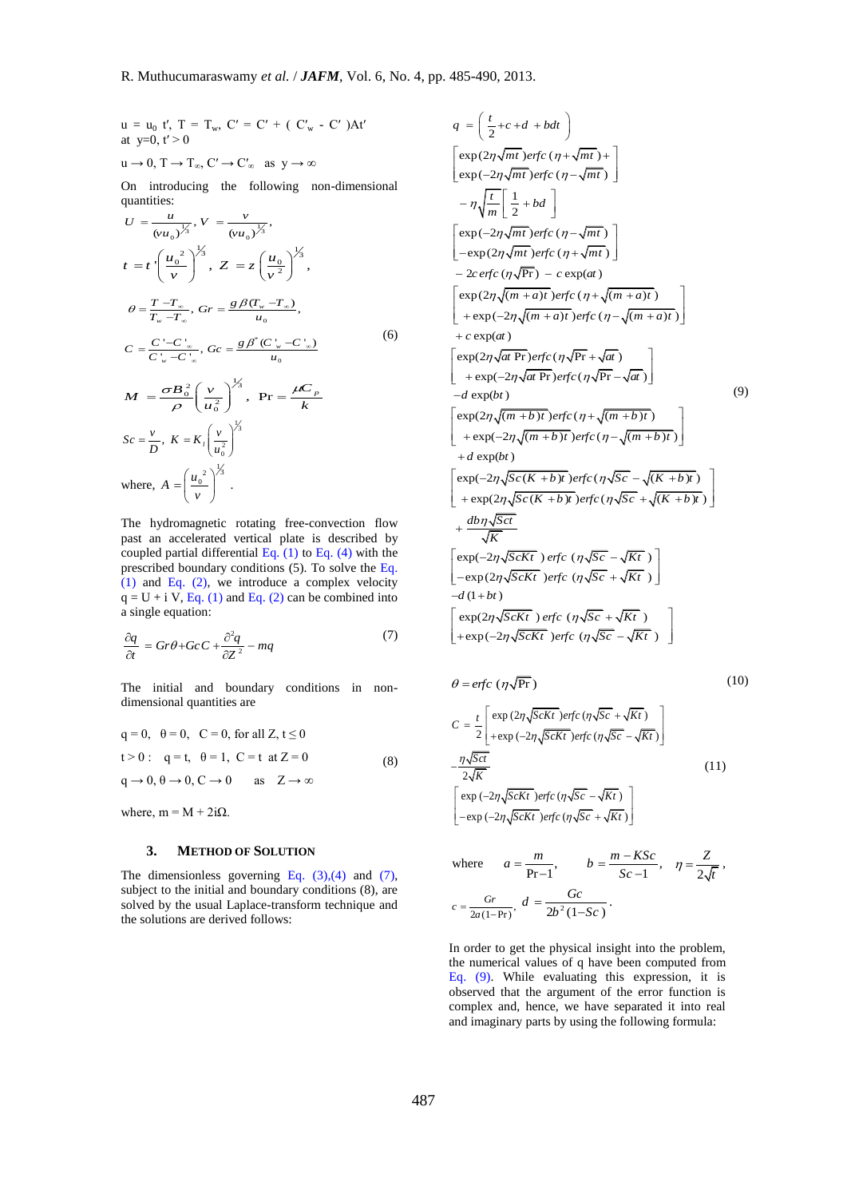$$u = u_0\, t',\ T = T_w,\ C' = C' + (C'_w - C')At' \quad \text{at } y=0,\ t' > 0$$

$$u \to 0,\ T \to T_\infty,\ C' \to C'_\infty \quad \text{as } y \to \infty$$

On introducing the following non-dimensional quantities:

$$U = \frac{u}{(\nu u_0)^{1/3}},\ V = \frac{v}{(\nu u_0)^{1/3}},$$

$$t = t'\left(\frac{u_0^{\,2}}{\nu}\right)^{1/3},\ Z = z\left(\frac{u_0}{\nu^2}\right)^{1/3},$$

$$\theta = \frac{T - T_\infty}{T_w - T_\infty},\ Gr = \frac{g\beta(T_w - T_\infty)}{u_0},$$

$$C = \frac{C' - C'_\infty}{C'_w - C'_\infty},\ Gc = \frac{g\beta^*(C'_w - C'_\infty)}{u_0} \tag{6}$$

$$M = \frac{\sigma B_0^2}{\rho}\left(\frac{\nu}{u_0^2}\right)^{1/3},\ \Pr = \frac{\mu C_p}{k}$$

$$Sc = \frac{\nu}{D},\ K = K_l\left(\frac{\nu}{u_0^2}\right)^{1/3}$$

$$\text{where, } A = \left(\frac{u_0^{\,2}}{\nu}\right)^{1/3}.$$

The hydromagnetic rotating free-convection flow past an accelerated vertical plate is described by coupled partial differential Eq. (1) to Eq. (4) with the prescribed boundary conditions (5). To solve the Eq. (1) and Eq. (2), we introduce a complex velocity q = U + i V, Eq. (1) and Eq. (2) can be combined into a single equation:

$$\frac{\partial q}{\partial t} = Gr\theta + GcC + \frac{\partial^2 q}{\partial Z^2} - mq \tag{7}$$

The initial and boundary conditions in non-dimensional quantities are

$$\begin{aligned}
&q = 0,\ \ \theta = 0,\ \ C = 0,\ \text{for all } Z,\ t \le 0\\
&t > 0:\ \ q = t,\ \ \theta = 1,\ \ C = t\ \ \text{at } Z = 0\\
&q \to 0,\ \theta \to 0,\ C \to 0 \quad \text{as} \quad Z \to \infty
\end{aligned} \tag{8}$$

where, $m = M + 2i\Omega$.

## 3. Method of Solution

The dimensionless governing Eq. (3),(4) and (7), subject to the initial and boundary conditions (8), are solved by the usual Laplace-transform technique and the solutions are derived follows:

$$\begin{aligned}
q = {} & \left(\frac{t}{2} + c + d + bdt\right)
\left[\begin{array}{l}\exp(2\eta\sqrt{mt})\,erfc(\eta + \sqrt{mt}) + \\ \exp(-2\eta\sqrt{mt})\,erfc(\eta - \sqrt{mt})\end{array}\right] \\
& - \eta\sqrt{\frac{t}{m}}\left[\frac{1}{2} + bd\right]
\left[\begin{array}{l}\exp(-2\eta\sqrt{mt})\,erfc(\eta - \sqrt{mt}) \\ -\exp(2\eta\sqrt{mt})\,erfc(\eta + \sqrt{mt})\end{array}\right] \\
& - 2c\, erfc(\eta\sqrt{\Pr}) - c\exp(at)
\left[\begin{array}{l}\exp(2\eta\sqrt{(m+a)t})\,erfc(\eta + \sqrt{(m+a)t}) \\ +\exp(-2\eta\sqrt{(m+a)t})\,erfc(\eta - \sqrt{(m+a)t})\end{array}\right] \\
& + c\exp(at)
\left[\begin{array}{l}\exp(2\eta\sqrt{at\Pr})\,erfc(\eta\sqrt{\Pr} + \sqrt{at}) \\ +\exp(-2\eta\sqrt{at\Pr})\,erfc(\eta\sqrt{\Pr} - \sqrt{at})\end{array}\right] \\
& - d\exp(bt)
\left[\begin{array}{l}\exp(2\eta\sqrt{(m+b)t})\,erfc(\eta + \sqrt{(m+b)t}) \\ +\exp(-2\eta\sqrt{(m+b)t})\,erfc(\eta - \sqrt{(m+b)t})\end{array}\right] \\
& + d\exp(bt)
\left[\begin{array}{l}\exp(-2\eta\sqrt{Sc(K+b)t})\,erfc(\eta\sqrt{Sc} - \sqrt{(K+b)t}) \\ +\exp(2\eta\sqrt{Sc(K+b)t})\,erfc(\eta\sqrt{Sc} + \sqrt{(K+b)t})\end{array}\right] \\
& + \frac{db\eta\sqrt{Sct}}{\sqrt{K}}
\left[\begin{array}{l}\exp(-2\eta\sqrt{ScKt})\,erfc(\eta\sqrt{Sc} - \sqrt{Kt}) \\ -\exp(2\eta\sqrt{ScKt})\,erfc(\eta\sqrt{Sc} + \sqrt{Kt})\end{array}\right] \\
& - d(1+bt)
\left[\begin{array}{l}\exp(2\eta\sqrt{ScKt})\,erfc(\eta\sqrt{Sc} + \sqrt{Kt}) \\ +\exp(-2\eta\sqrt{ScKt})\,erfc(\eta\sqrt{Sc} - \sqrt{Kt})\end{array}\right]
\end{aligned} \tag{9}$$

$$\theta = erfc(\eta\sqrt{\Pr}) \tag{10}$$

$$\begin{aligned}
C = {} & \frac{t}{2}\left[\begin{array}{l}\exp(2\eta\sqrt{ScKt})\,erfc(\eta\sqrt{Sc} + \sqrt{Kt}) \\ +\exp(-2\eta\sqrt{ScKt})\,erfc(\eta\sqrt{Sc} - \sqrt{Kt})\end{array}\right] \\
& - \frac{\eta\sqrt{Sct}}{2\sqrt{K}}
\left[\begin{array}{l}\exp(-2\eta\sqrt{ScKt})\,erfc(\eta\sqrt{Sc} - \sqrt{Kt}) \\ -\exp(-2\eta\sqrt{ScKt})\,erfc(\eta\sqrt{Sc} + \sqrt{Kt})\end{array}\right]
\end{aligned} \tag{11}$$

where $a = \dfrac{m}{\Pr - 1}$, $b = \dfrac{m - KSc}{Sc - 1}$, $\eta = \dfrac{Z}{2\sqrt{t}}$,

$c = \dfrac{Gr}{2a(1-\Pr)}$, $d = \dfrac{Gc}{2b^2(1-Sc)}$.

In order to get the physical insight into the problem, the numerical values of q have been computed from Eq. (9). While evaluating this expression, it is observed that the argument of the error function is complex and, hence, we have separated it into real and imaginary parts by using the following formula: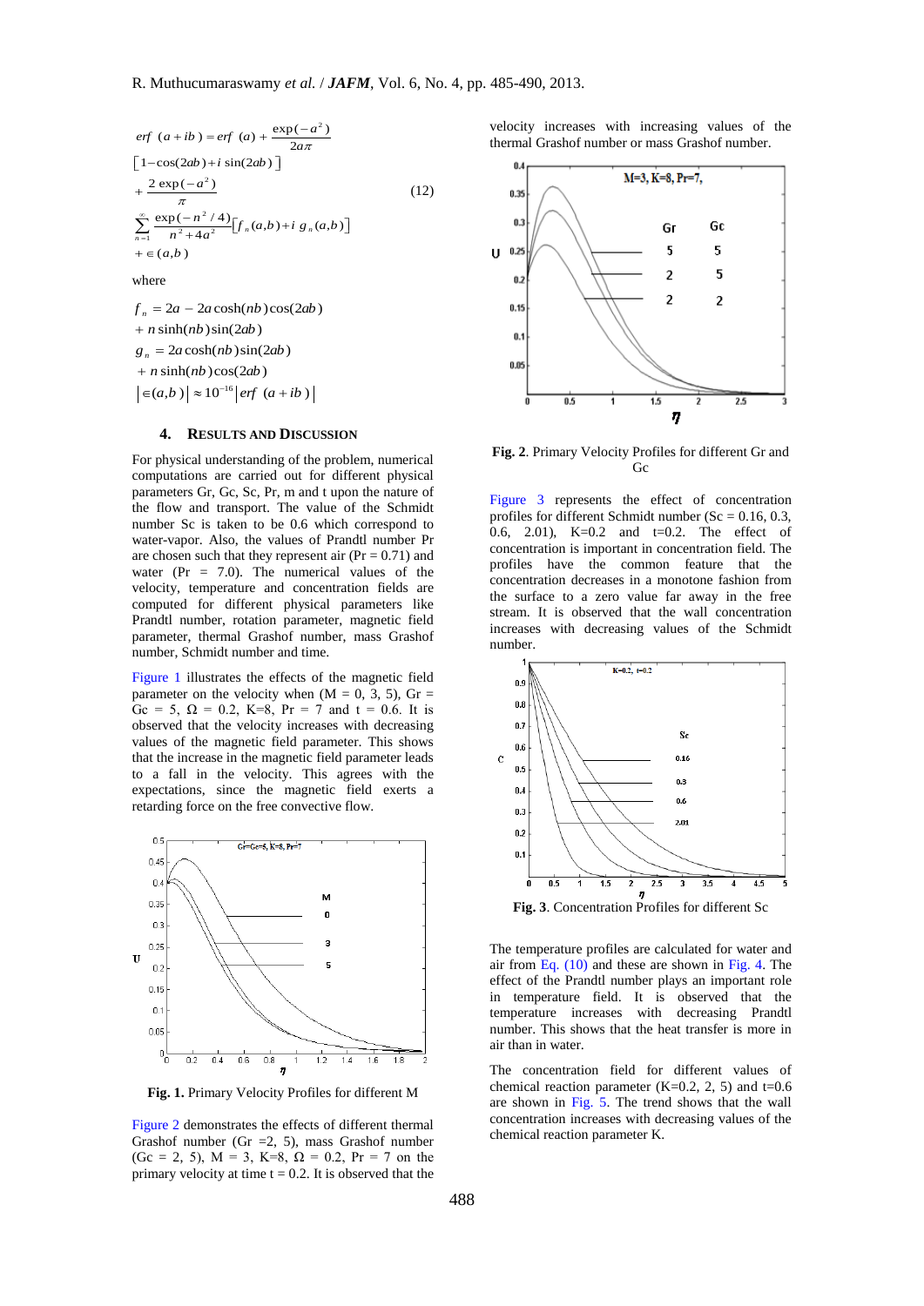$$\mathrm{erf}\ (a+ib) = \mathrm{erf}\ (a) + \frac{\exp(-a^2)}{2a\pi}$$

$$[1-\cos(2ab)+i\sin(2ab)]$$

$$+\frac{2\exp(-a^2)}{\pi} \tag{12}$$

$$\sum_{n=1}^{\infty}\frac{\exp(-n^2/4)}{n^2+4a^2}[f_n(a,b)+i\,g_n(a,b)]$$

$$+\in(a,b)$$

where

$$f_n = 2a - 2a\cosh(nb)\cos(2ab)$$

$$+\,n\sinh(nb)\sin(2ab)$$

$$g_n = 2a\cosh(nb)\sin(2ab)$$

$$+\,n\sinh(nb)\cos(2ab)$$

$$|\in(a,b)| \approx 10^{-16}\,|\mathrm{erf}\ (a+ib)|$$

## 4. Results and Discussion

For physical understanding of the problem, numerical computations are carried out for different physical parameters Gr, Gc, Sc, Pr, m and t upon the nature of the flow and transport. The value of the Schmidt number Sc is taken to be 0.6 which correspond to water-vapor. Also, the values of Prandtl number Pr are chosen such that they represent air (Pr = 0.71) and water (Pr = 7.0). The numerical values of the velocity, temperature and concentration fields are computed for different physical parameters like Prandtl number, rotation parameter, magnetic field parameter, thermal Grashof number, mass Grashof number, Schmidt number and time.

Figure 1 illustrates the effects of the magnetic field parameter on the velocity when (M = 0, 3, 5), Gr = Gc = 5, Ω = 0.2, K=8, Pr = 7 and t = 0.6. It is observed that the velocity increases with decreasing values of the magnetic field parameter. This shows that the increase in the magnetic field parameter leads to a fall in the velocity. This agrees with the expectations, since the magnetic field exerts a retarding force on the free convective flow.

**Fig. 1.** Primary Velocity Profiles for different M

Figure 2 demonstrates the effects of different thermal Grashof number (Gr =2, 5), mass Grashof number (Gc = 2, 5), M = 3, K=8, Ω = 0.2, Pr = 7 on the primary velocity at time t = 0.2. It is observed that the velocity increases with increasing values of the thermal Grashof number or mass Grashof number.

**Fig. 2**. Primary Velocity Profiles for different Gr and Gc

Figure 3 represents the effect of concentration profiles for different Schmidt number (Sc = 0.16, 0.3, 0.6, 2.01), K=0.2 and t=0.2. The effect of concentration is important in concentration field. The profiles have the common feature that the concentration decreases in a monotone fashion from the surface to a zero value far away in the free stream. It is observed that the wall concentration increases with decreasing values of the Schmidt number.

**Fig. 3**. Concentration Profiles for different Sc

The temperature profiles are calculated for water and air from Eq. (10) and these are shown in Fig. 4. The effect of the Prandtl number plays an important role in temperature field. It is observed that the temperature increases with decreasing Prandtl number. This shows that the heat transfer is more in air than in water.

The concentration field for different values of chemical reaction parameter (K=0.2, 2, 5) and t=0.6 are shown in Fig. 5. The trend shows that the wall concentration increases with decreasing values of the chemical reaction parameter K.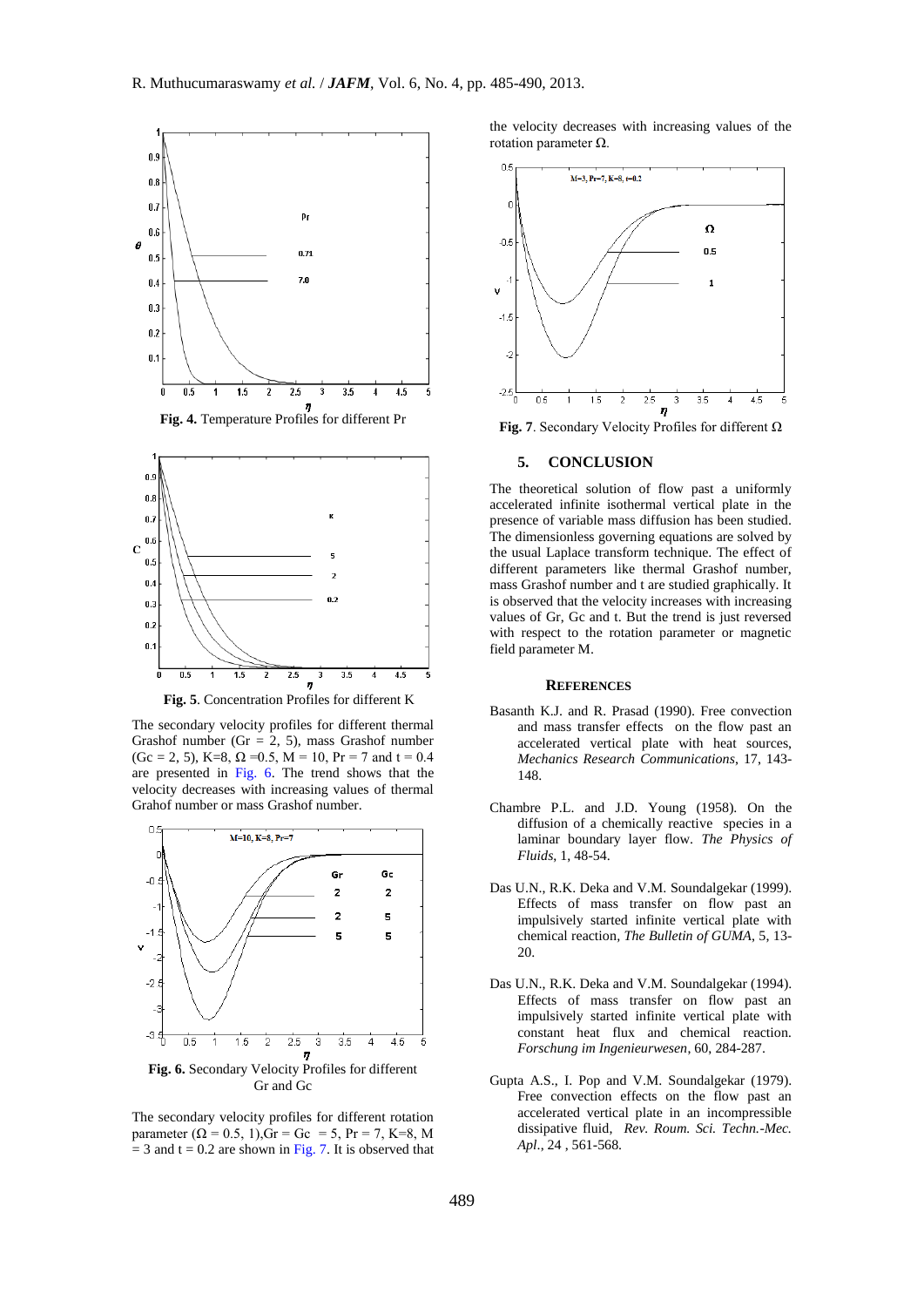**Fig. 4.** Temperature Profiles for different Pr

**Fig. 5**. Concentration Profiles for different K

The secondary velocity profiles for different thermal Grashof number ($Gr = 2, 5$), mass Grashof number ($Gc = 2, 5$), $K=8$, $\Omega = 0.5$, $M = 10$, $Pr = 7$ and $t = 0.4$ are presented in Fig. 6. The trend shows that the velocity decreases with increasing values of thermal Grahof number or mass Grashof number.

**Fig. 6.** Secondary Velocity Profiles for different Gr and Gc

The secondary velocity profiles for different rotation parameter ($\Omega = 0.5, 1$), $Gr = Gc = 5$, $Pr = 7$, $K=8$, $M = 3$ and $t = 0.2$ are shown in Fig. 7. It is observed that the velocity decreases with increasing values of the rotation parameter $\Omega$.

**Fig. 7**. Secondary Velocity Profiles for different $\Omega$

## 5. CONCLUSION

The theoretical solution of flow past a uniformly accelerated infinite isothermal vertical plate in the presence of variable mass diffusion has been studied. The dimensionless governing equations are solved by the usual Laplace transform technique. The effect of different parameters like thermal Grashof number, mass Grashof number and t are studied graphically. It is observed that the velocity increases with increasing values of Gr, Gc and t. But the trend is just reversed with respect to the rotation parameter or magnetic field parameter M.

## REFERENCES

Basanth K.J. and R. Prasad (1990). Free convection and mass transfer effects on the flow past an accelerated vertical plate with heat sources, *Mechanics Research Communications*, 17, 143-148.

Chambre P.L. and J.D. Young (1958). On the diffusion of a chemically reactive species in a laminar boundary layer flow. *The Physics of Fluids*, 1, 48-54.

Das U.N., R.K. Deka and V.M. Soundalgekar (1999). Effects of mass transfer on flow past an impulsively started infinite vertical plate with chemical reaction, *The Bulletin of GUMA*, 5, 13-20.

Das U.N., R.K. Deka and V.M. Soundalgekar (1994). Effects of mass transfer on flow past an impulsively started infinite vertical plate with constant heat flux and chemical reaction. *Forschung im Ingenieurwesen*, 60, 284-287.

Gupta A.S., I. Pop and V.M. Soundalgekar (1979). Free convection effects on the flow past an accelerated vertical plate in an incompressible dissipative fluid, *Rev. Roum. Sci. Techn.-Mec. Apl*., 24 , 561-568.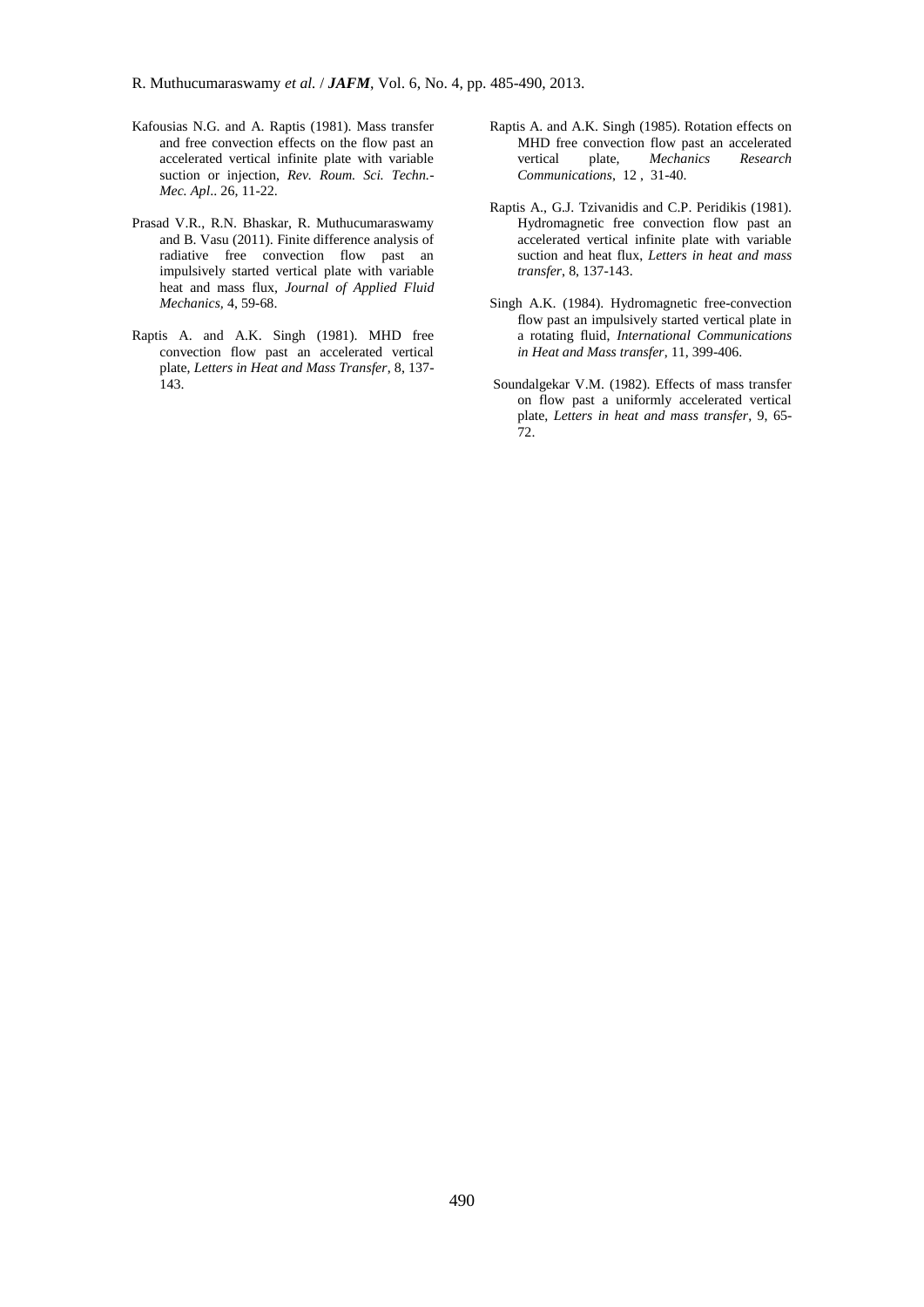Kafousias N.G. and A. Raptis (1981). Mass transfer and free convection effects on the flow past an accelerated vertical infinite plate with variable suction or injection, *Rev. Roum. Sci. Techn.- Mec. Apl*.. 26, 11-22.

Prasad V.R., R.N. Bhaskar, R. Muthucumaraswamy and B. Vasu (2011). Finite difference analysis of radiative free convection flow past an impulsively started vertical plate with variable heat and mass flux, *Journal of Applied Fluid Mechanics*, 4, 59-68.

Raptis A. and A.K. Singh (1981). MHD free convection flow past an accelerated vertical plate, *Letters in Heat and Mass Transfer*, 8, 137-143.

Raptis A. and A.K. Singh (1985). Rotation effects on MHD free convection flow past an accelerated vertical plate, *Mechanics Research Communications*, 12 , 31-40.

Raptis A., G.J. Tzivanidis and C.P. Peridikis (1981). Hydromagnetic free convection flow past an accelerated vertical infinite plate with variable suction and heat flux, *Letters in heat and mass transfer*, 8, 137-143.

Singh A.K. (1984). Hydromagnetic free-convection flow past an impulsively started vertical plate in a rotating fluid, *International Communications in Heat and Mass transfer*, 11, 399-406.

Soundalgekar V.M. (1982). Effects of mass transfer on flow past a uniformly accelerated vertical plate, *Letters in heat and mass transfer*, 9, 65-72.